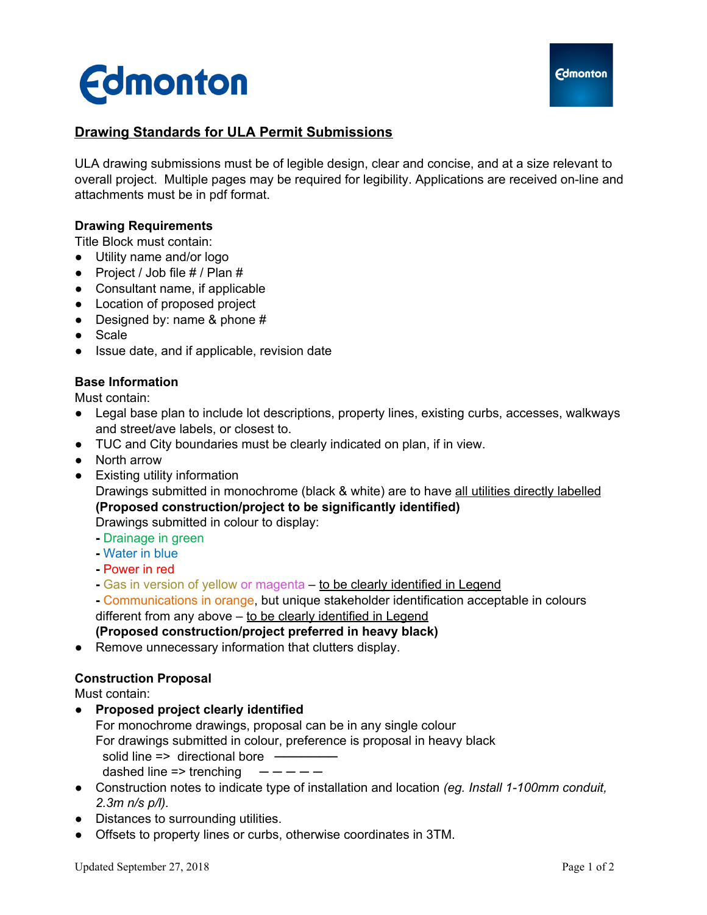Edmonton

# Drawing Standards for ULA Permit Submissions

ULA drawing submissions must be of legible design, clear and concise, and at a size relevant to overall project. Multiple pages may be required for legibility. Applications are received on-line and attachments must be in pdf format.

**Drawing Requirements**
Title Block must contain:

- Utility name and/or logo
- Project / Job file # / Plan #
- Consultant name, if applicable
- Location of proposed project
- Designed by: name & phone #
- Scale
- Issue date, and if applicable, revision date

**Base Information**
Must contain:

- Legal base plan to include lot descriptions, property lines, existing curbs, accesses, walkways and street/ave labels, or closest to.
- TUC and City boundaries must be clearly indicated on plan, if in view.
- North arrow
- Existing utility information
  Drawings submitted in monochrome (black & white) are to have all utilities directly labelled
  **(Proposed construction/project to be significantly identified)**
  Drawings submitted in colour to display:
  - Drainage in green
  - Water in blue
  - Power in red
  - Gas in version of yellow or magenta – to be clearly identified in Legend
  - Communications in orange, but unique stakeholder identification acceptable in colours different from any above – to be clearly identified in Legend

  **(Proposed construction/project preferred in heavy black)**
- Remove unnecessary information that clutters display.

**Construction Proposal**
Must contain:

- **Proposed project clearly identified**
  For monochrome drawings, proposal can be in any single colour
  For drawings submitted in colour, preference is proposal in heavy black
  solid line => directional bore ————
  dashed line => trenching — — — — —
- Construction notes to indicate type of installation and location *(eg. Install 1-100mm conduit, 2.3m n/s p/l).*
- Distances to surrounding utilities.
- Offsets to property lines or curbs, otherwise coordinates in 3TM.

Updated September 27, 2018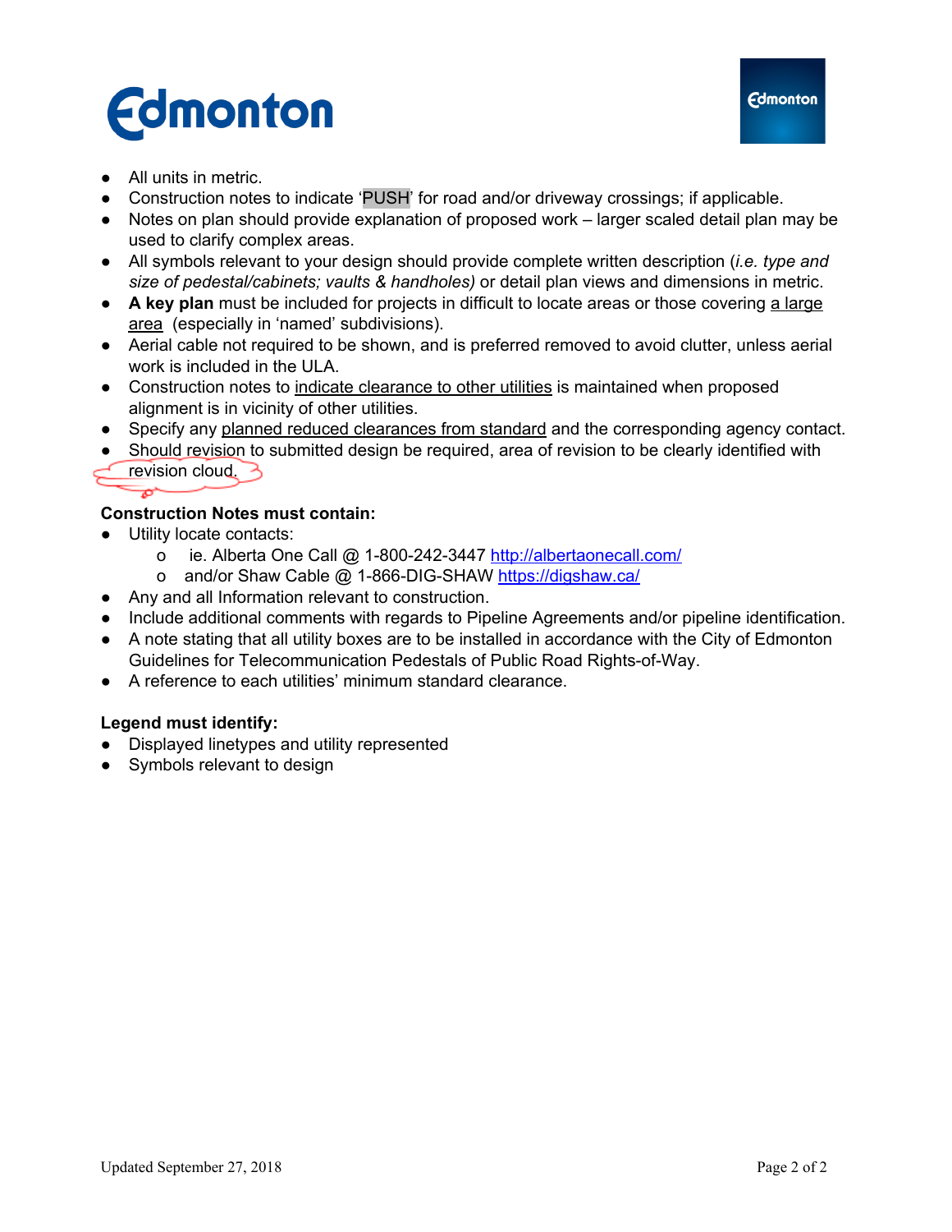- All units in metric.
- Construction notes to indicate 'PUSH' for road and/or driveway crossings; if applicable.
- Notes on plan should provide explanation of proposed work – larger scaled detail plan may be used to clarify complex areas.
- All symbols relevant to your design should provide complete written description (*i.e. type and size of pedestal/cabinets; vaults & handholes)* or detail plan views and dimensions in metric.
- **A key plan** must be included for projects in difficult to locate areas or those covering a large area (especially in 'named' subdivisions).
- Aerial cable not required to be shown, and is preferred removed to avoid clutter, unless aerial work is included in the ULA.
- Construction notes to indicate clearance to other utilities is maintained when proposed alignment is in vicinity of other utilities.
- Specify any planned reduced clearances from standard and the corresponding agency contact.
- Should revision to submitted design be required, area of revision to be clearly identified with revision cloud.

**Construction Notes must contain:**

- Utility locate contacts:
  - ie. Alberta One Call @ 1-800-242-3447 http://albertaonecall.com/
  - and/or Shaw Cable @ 1-866-DIG-SHAW https://digshaw.ca/
- Any and all Information relevant to construction.
- Include additional comments with regards to Pipeline Agreements and/or pipeline identification.
- A note stating that all utility boxes are to be installed in accordance with the City of Edmonton Guidelines for Telecommunication Pedestals of Public Road Rights-of-Way.
- A reference to each utilities' minimum standard clearance.

**Legend must identify:**

- Displayed linetypes and utility represented
- Symbols relevant to design

Updated September 27, 2018